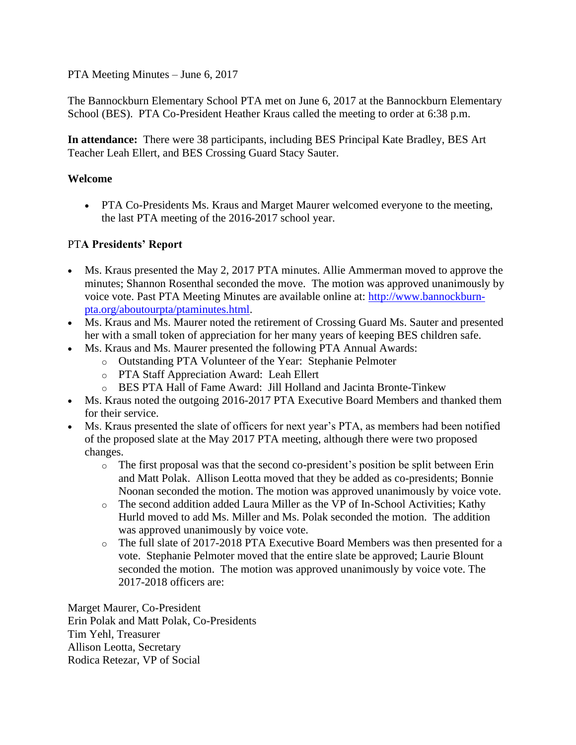PTA Meeting Minutes – June 6, 2017

The Bannockburn Elementary School PTA met on June 6, 2017 at the Bannockburn Elementary School (BES). PTA Co-President Heather Kraus called the meeting to order at 6:38 p.m.

**In attendance:** There were 38 participants, including BES Principal Kate Bradley, BES Art Teacher Leah Ellert, and BES Crossing Guard Stacy Sauter.

**Welcome**

- PTA Co-Presidents Ms. Kraus and Marget Maurer welcomed everyone to the meeting, the last PTA meeting of the 2016-2017 school year.

**PTA Presidents' Report**

- Ms. Kraus presented the May 2, 2017 PTA minutes. Allie Ammerman moved to approve the minutes; Shannon Rosenthal seconded the move. The motion was approved unanimously by voice vote. Past PTA Meeting Minutes are available online at: [http://www.bannockburn-pta.org/aboutourpta/ptaminutes.html](http://www.bannockburn-pta.org/aboutourpta/ptaminutes.html).
- Ms. Kraus and Ms. Maurer noted the retirement of Crossing Guard Ms. Sauter and presented her with a small token of appreciation for her many years of keeping BES children safe.
- Ms. Kraus and Ms. Maurer presented the following PTA Annual Awards:
  - Outstanding PTA Volunteer of the Year: Stephanie Pelmoter
  - PTA Staff Appreciation Award: Leah Ellert
  - BES PTA Hall of Fame Award: Jill Holland and Jacinta Bronte-Tinkew
- Ms. Kraus noted the outgoing 2016-2017 PTA Executive Board Members and thanked them for their service.
- Ms. Kraus presented the slate of officers for next year's PTA, as members had been notified of the proposed slate at the May 2017 PTA meeting, although there were two proposed changes.
  - The first proposal was that the second co-president's position be split between Erin and Matt Polak. Allison Leotta moved that they be added as co-presidents; Bonnie Noonan seconded the motion. The motion was approved unanimously by voice vote.
  - The second addition added Laura Miller as the VP of In-School Activities; Kathy Hurld moved to add Ms. Miller and Ms. Polak seconded the motion. The addition was approved unanimously by voice vote.
  - The full slate of 2017-2018 PTA Executive Board Members was then presented for a vote. Stephanie Pelmoter moved that the entire slate be approved; Laurie Blount seconded the motion. The motion was approved unanimously by voice vote. The 2017-2018 officers are:

Marget Maurer, Co-President
Erin Polak and Matt Polak, Co-Presidents
Tim Yehl, Treasurer
Allison Leotta, Secretary
Rodica Retezar, VP of Social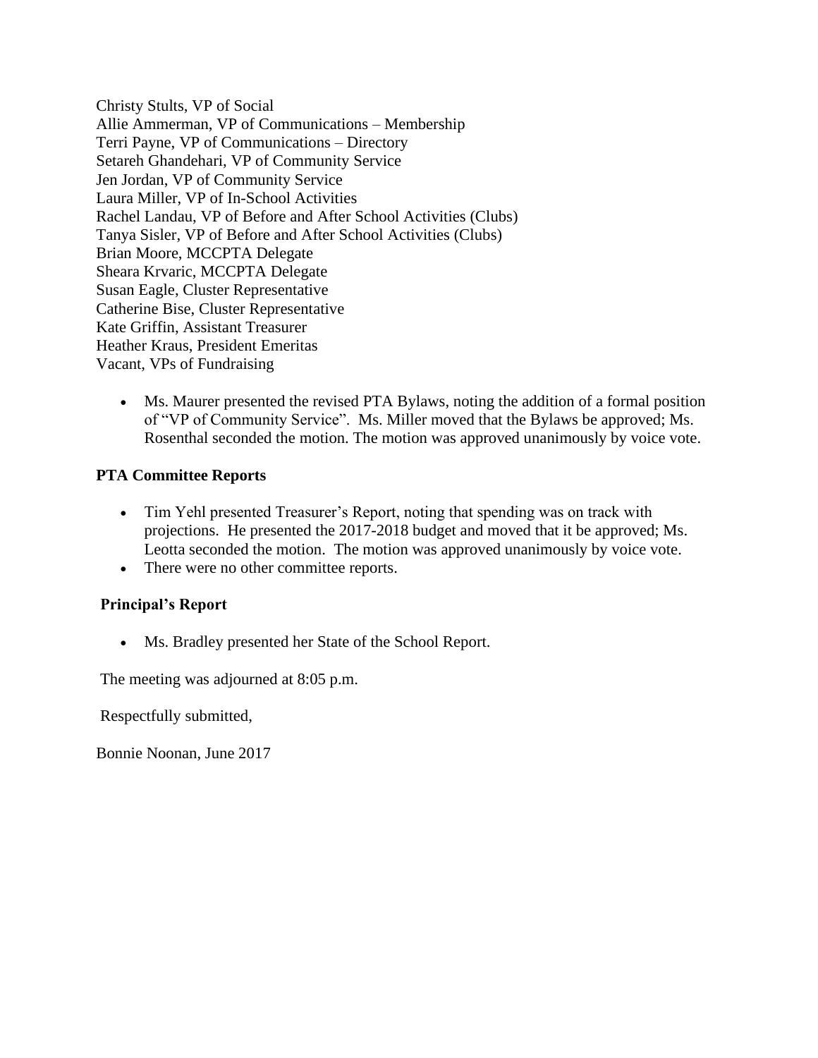Christy Stults, VP of Social
Allie Ammerman, VP of Communications – Membership
Terri Payne, VP of Communications – Directory
Setareh Ghandehari, VP of Community Service
Jen Jordan, VP of Community Service
Laura Miller, VP of In-School Activities
Rachel Landau, VP of Before and After School Activities (Clubs)
Tanya Sisler, VP of Before and After School Activities (Clubs)
Brian Moore, MCCPTA Delegate
Sheara Krvaric, MCCPTA Delegate
Susan Eagle, Cluster Representative
Catherine Bise, Cluster Representative
Kate Griffin, Assistant Treasurer
Heather Kraus, President Emeritas
Vacant, VPs of Fundraising

- Ms. Maurer presented the revised PTA Bylaws, noting the addition of a formal position of "VP of Community Service". Ms. Miller moved that the Bylaws be approved; Ms. Rosenthal seconded the motion. The motion was approved unanimously by voice vote.

**PTA Committee Reports**

- Tim Yehl presented Treasurer's Report, noting that spending was on track with projections. He presented the 2017-2018 budget and moved that it be approved; Ms. Leotta seconded the motion. The motion was approved unanimously by voice vote.
- There were no other committee reports.

**Principal's Report**

- Ms. Bradley presented her State of the School Report.

The meeting was adjourned at 8:05 p.m.

Respectfully submitted,

Bonnie Noonan, June 2017